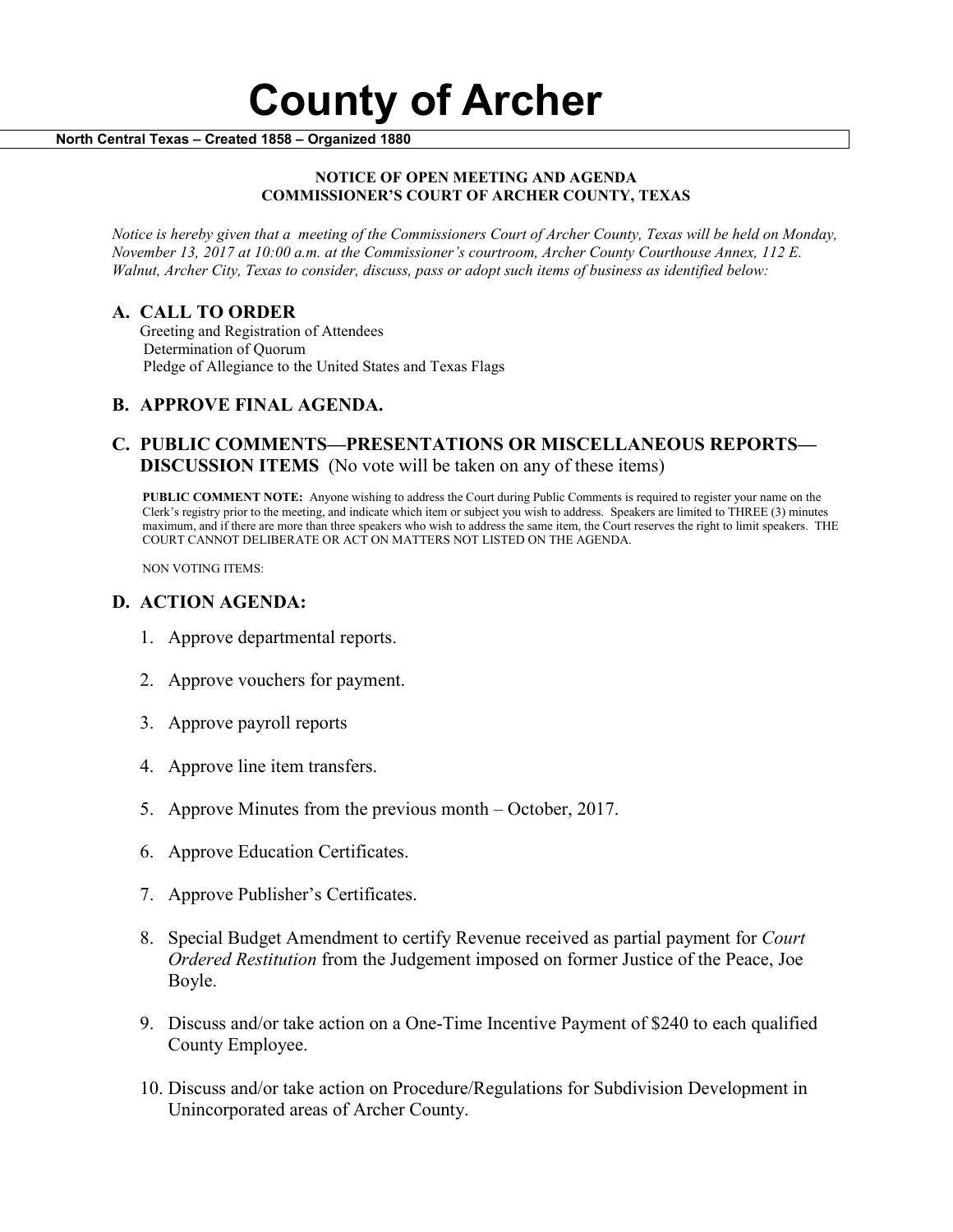# County of Archer

**North Central Texas – Created 1858 – Organized 1880**

**NOTICE OF OPEN MEETING AND AGENDA**
**COMMISSIONER'S COURT OF ARCHER COUNTY, TEXAS**

*Notice is hereby given that a meeting of the Commissioners Court of Archer County, Texas will be held on Monday, November 13, 2017 at 10:00 a.m. at the Commissioner's courtroom, Archer County Courthouse Annex, 112 E. Walnut, Archer City, Texas to consider, discuss, pass or adopt such items of business as identified below:*

## A. CALL TO ORDER

Greeting and Registration of Attendees
Determination of Quorum
Pledge of Allegiance to the United States and Texas Flags

## B. APPROVE FINAL AGENDA.

## C. PUBLIC COMMENTS—PRESENTATIONS OR MISCELLANEOUS REPORTS—DISCUSSION ITEMS (No vote will be taken on any of these items)

**PUBLIC COMMENT NOTE:** Anyone wishing to address the Court during Public Comments is required to register your name on the Clerk's registry prior to the meeting, and indicate which item or subject you wish to address. Speakers are limited to THREE (3) minutes maximum, and if there are more than three speakers who wish to address the same item, the Court reserves the right to limit speakers. THE COURT CANNOT DELIBERATE OR ACT ON MATTERS NOT LISTED ON THE AGENDA.

NON VOTING ITEMS:

## D. ACTION AGENDA:

1. Approve departmental reports.
2. Approve vouchers for payment.
3. Approve payroll reports
4. Approve line item transfers.
5. Approve Minutes from the previous month – October, 2017.
6. Approve Education Certificates.
7. Approve Publisher's Certificates.
8. Special Budget Amendment to certify Revenue received as partial payment for *Court Ordered Restitution* from the Judgement imposed on former Justice of the Peace, Joe Boyle.
9. Discuss and/or take action on a One-Time Incentive Payment of $240 to each qualified County Employee.
10. Discuss and/or take action on Procedure/Regulations for Subdivision Development in Unincorporated areas of Archer County.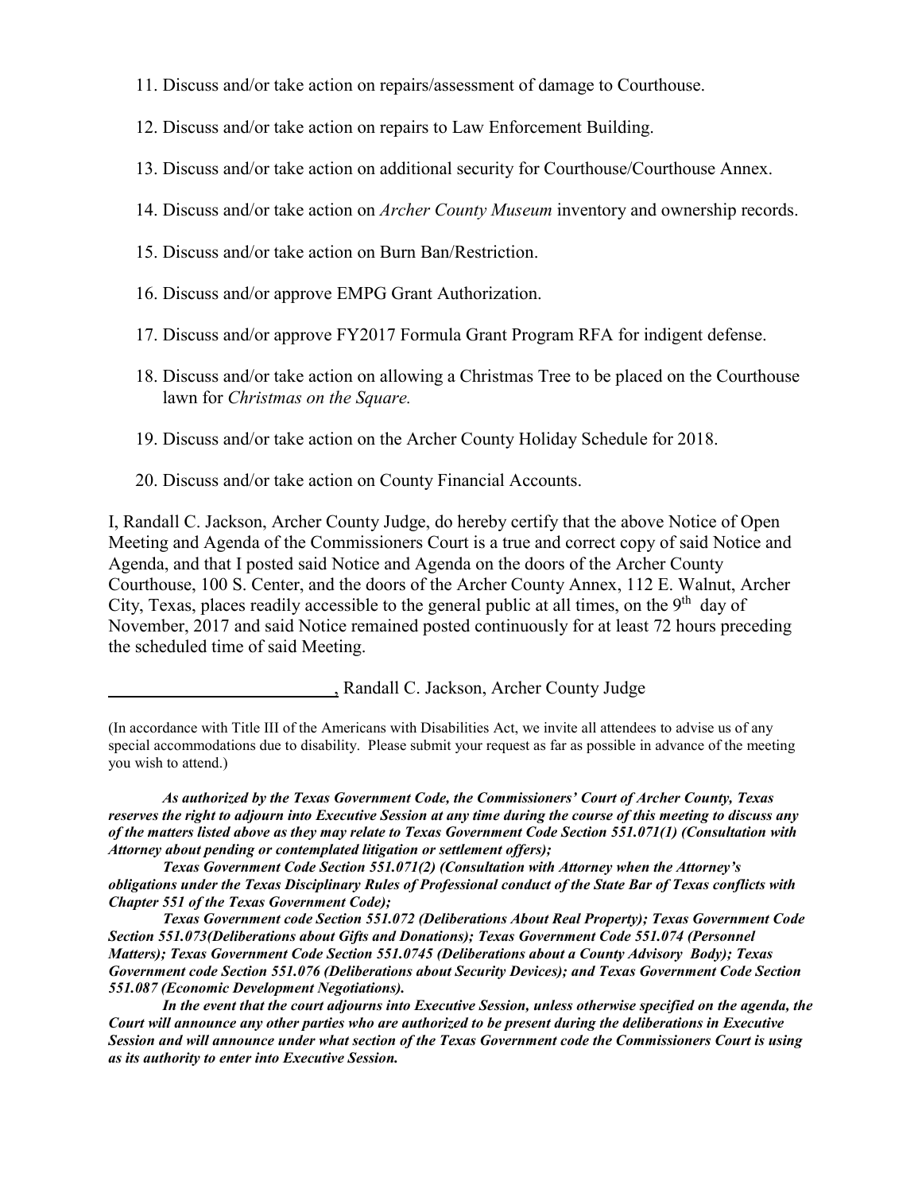11. Discuss and/or take action on repairs/assessment of damage to Courthouse.
12. Discuss and/or take action on repairs to Law Enforcement Building.
13. Discuss and/or take action on additional security for Courthouse/Courthouse Annex.
14. Discuss and/or take action on *Archer County Museum* inventory and ownership records.
15. Discuss and/or take action on Burn Ban/Restriction.
16. Discuss and/or approve EMPG Grant Authorization.
17. Discuss and/or approve FY2017 Formula Grant Program RFA for indigent defense.
18. Discuss and/or take action on allowing a Christmas Tree to be placed on the Courthouse lawn for *Christmas on the Square.*
19. Discuss and/or take action on the Archer County Holiday Schedule for 2018.
20. Discuss and/or take action on County Financial Accounts.

I, Randall C. Jackson, Archer County Judge, do hereby certify that the above Notice of Open Meeting and Agenda of the Commissioners Court is a true and correct copy of said Notice and Agenda, and that I posted said Notice and Agenda on the doors of the Archer County Courthouse, 100 S. Center, and the doors of the Archer County Annex, 112 E. Walnut, Archer City, Texas, places readily accessible to the general public at all times, on the 9th day of November, 2017 and said Notice remained posted continuously for at least 72 hours preceding the scheduled time of said Meeting.

__________________________, Randall C. Jackson, Archer County Judge

(In accordance with Title III of the Americans with Disabilities Act, we invite all attendees to advise us of any special accommodations due to disability. Please submit your request as far as possible in advance of the meeting you wish to attend.)

***As authorized by the Texas Government Code, the Commissioners' Court of Archer County, Texas reserves the right to adjourn into Executive Session at any time during the course of this meeting to discuss any of the matters listed above as they may relate to Texas Government Code Section 551.071(1) (Consultation with Attorney about pending or contemplated litigation or settlement offers);***

***Texas Government Code Section 551.071(2) (Consultation with Attorney when the Attorney's obligations under the Texas Disciplinary Rules of Professional conduct of the State Bar of Texas conflicts with Chapter 551 of the Texas Government Code);***

***Texas Government code Section 551.072 (Deliberations About Real Property); Texas Government Code Section 551.073(Deliberations about Gifts and Donations); Texas Government Code 551.074 (Personnel Matters); Texas Government Code Section 551.0745 (Deliberations about a County Advisory Body); Texas Government code Section 551.076 (Deliberations about Security Devices); and Texas Government Code Section 551.087 (Economic Development Negotiations).***

***In the event that the court adjourns into Executive Session, unless otherwise specified on the agenda, the Court will announce any other parties who are authorized to be present during the deliberations in Executive Session and will announce under what section of the Texas Government code the Commissioners Court is using as its authority to enter into Executive Session.***